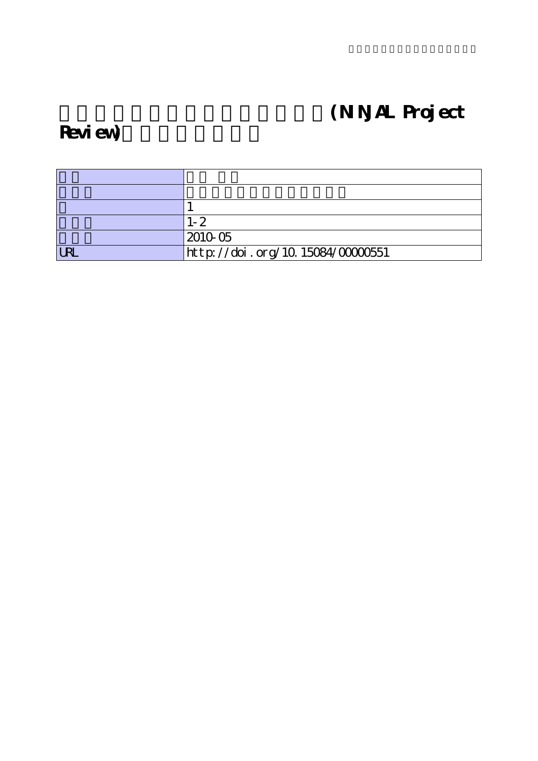# (NINJAL Project Review)

| | |
|---|---|
| | |
| | |
| | 1 |
| | 1-2 |
| | 2010-05 |
| URL | http://doi.org/10.15084/00000551 |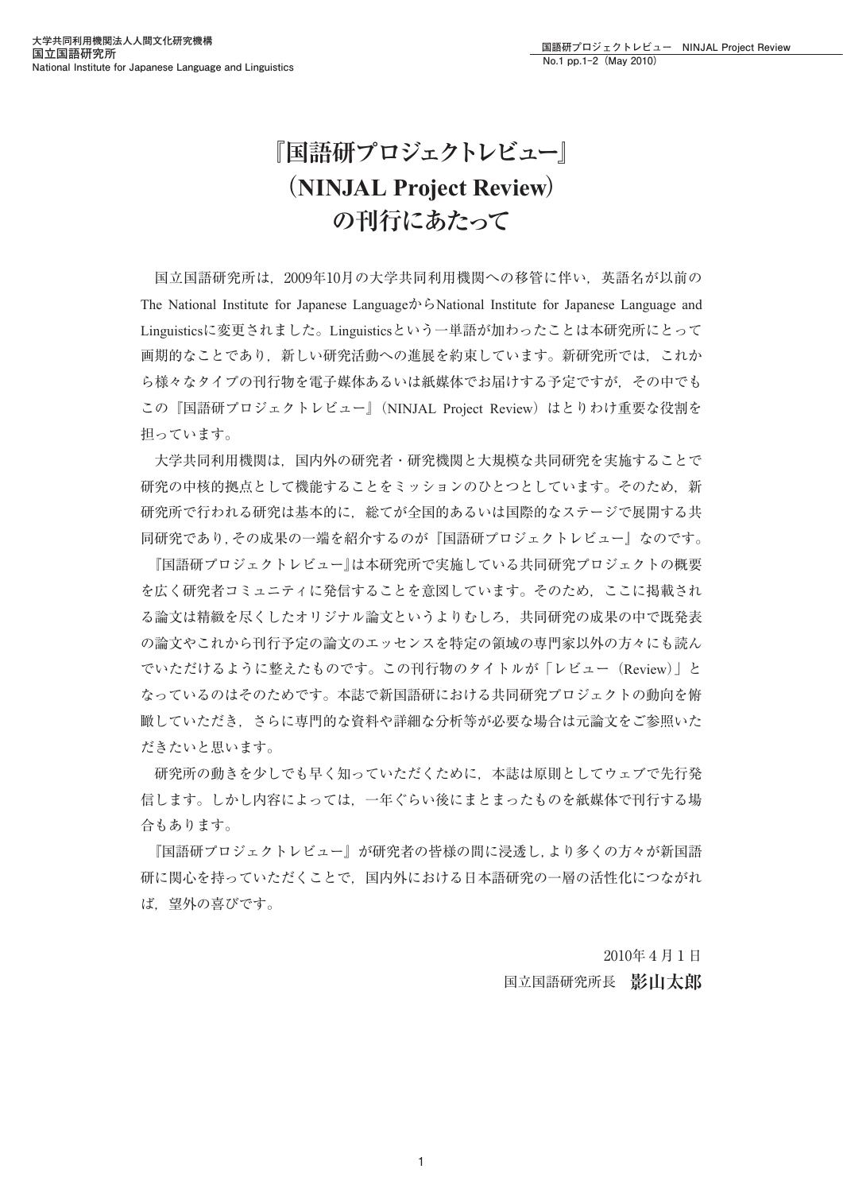# 『国語研プロジェクトレビュー』(NINJAL Project Review)の刊行にあたって

国立国語研究所は，2009年10月の大学共同利用機関への移管に伴い，英語名が以前のThe National Institute for Japanese LanguageからNational Institute for Japanese Language and Linguisticsに変更されました。Linguisticsという一単語が加わったことは本研究所にとって画期的なことであり，新しい研究活動への進展を約束しています。新研究所では，これから様々なタイプの刊行物を電子媒体あるいは紙媒体でお届けする予定ですが，その中でもこの『国語研プロジェクトレビュー』(NINJAL Project Review) はとりわけ重要な役割を担っています。

大学共同利用機関は，国内外の研究者・研究機関と大規模な共同研究を実施することで研究の中核的拠点として機能することをミッションのひとつとしています。そのため，新研究所で行われる研究は基本的に，総てが全国的あるいは国際的なステージで展開する共同研究であり，その成果の一端を紹介するのが『国語研プロジェクトレビュー』なのです。

『国語研プロジェクトレビュー』は本研究所で実施している共同研究プロジェクトの概要を広く研究者コミュニティに発信することを意図しています。そのため，ここに掲載される論文は精緻を尽くしたオリジナル論文というよりむしろ，共同研究の成果の中で既発表の論文やこれから刊行予定の論文のエッセンスを特定の領域の専門家以外の方々にも読んでいただけるように整えたものです。この刊行物のタイトルが「レビュー (Review)」となっているのはそのためです。本誌で新国語研における共同研究プロジェクトの動向を俯瞰していただき，さらに専門的な資料や詳細な分析等が必要な場合は元論文をご参照いただきたいと思います。

研究所の動きを少しでも早く知っていただくために，本誌は原則としてウェブで先行発信します。しかし内容によっては，一年ぐらい後にまとまったものを紙媒体で刊行する場合もあります。

『国語研プロジェクトレビュー』が研究者の皆様の間に浸透し，より多くの方々が新国語研に関心を持っていただくことで，国内外における日本語研究の一層の活性化につながれば，望外の喜びです。

2010年4月1日

国立国語研究所長　**影山太郎**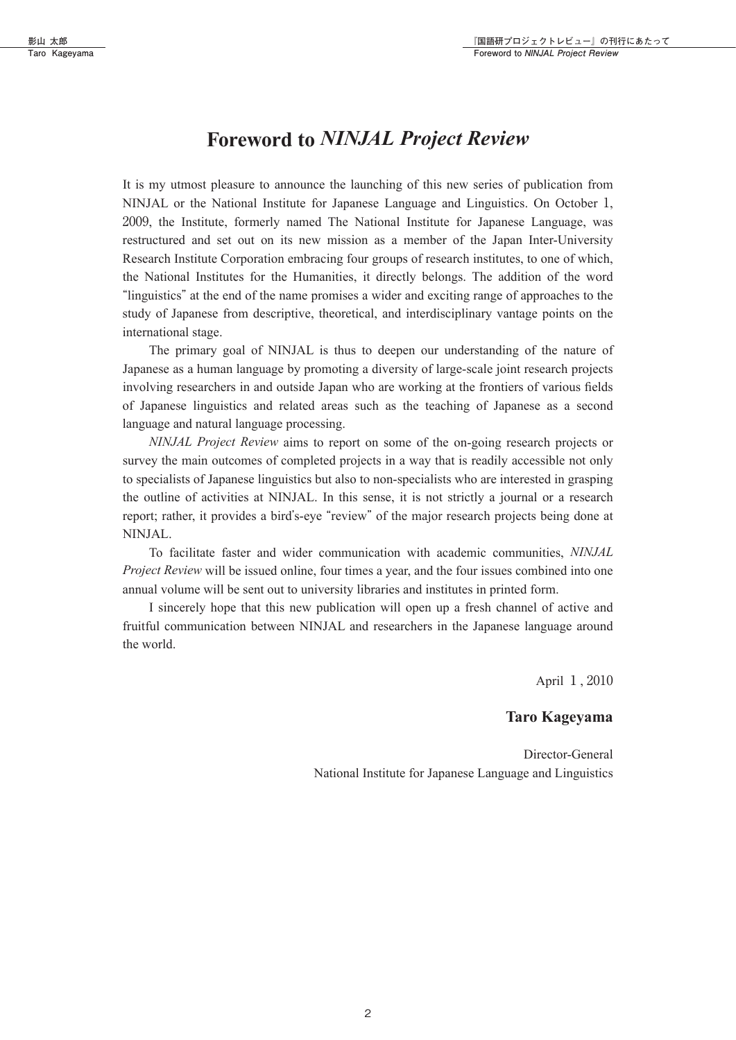# Foreword to *NINJAL Project Review*

It is my utmost pleasure to announce the launching of this new series of publication from NINJAL or the National Institute for Japanese Language and Linguistics. On October 1, 2009, the Institute, formerly named The National Institute for Japanese Language, was restructured and set out on its new mission as a member of the Japan Inter-University Research Institute Corporation embracing four groups of research institutes, to one of which, the National Institutes for the Humanities, it directly belongs. The addition of the word "linguistics" at the end of the name promises a wider and exciting range of approaches to the study of Japanese from descriptive, theoretical, and interdisciplinary vantage points on the international stage.

The primary goal of NINJAL is thus to deepen our understanding of the nature of Japanese as a human language by promoting a diversity of large-scale joint research projects involving researchers in and outside Japan who are working at the frontiers of various fields of Japanese linguistics and related areas such as the teaching of Japanese as a second language and natural language processing.

*NINJAL Project Review* aims to report on some of the on-going research projects or survey the main outcomes of completed projects in a way that is readily accessible not only to specialists of Japanese linguistics but also to non-specialists who are interested in grasping the outline of activities at NINJAL. In this sense, it is not strictly a journal or a research report; rather, it provides a bird's-eye "review" of the major research projects being done at NINJAL.

To facilitate faster and wider communication with academic communities, *NINJAL Project Review* will be issued online, four times a year, and the four issues combined into one annual volume will be sent out to university libraries and institutes in printed form.

I sincerely hope that this new publication will open up a fresh channel of active and fruitful communication between NINJAL and researchers in the Japanese language around the world.

April 1, 2010

**Taro Kageyama**

Director-General
National Institute for Japanese Language and Linguistics